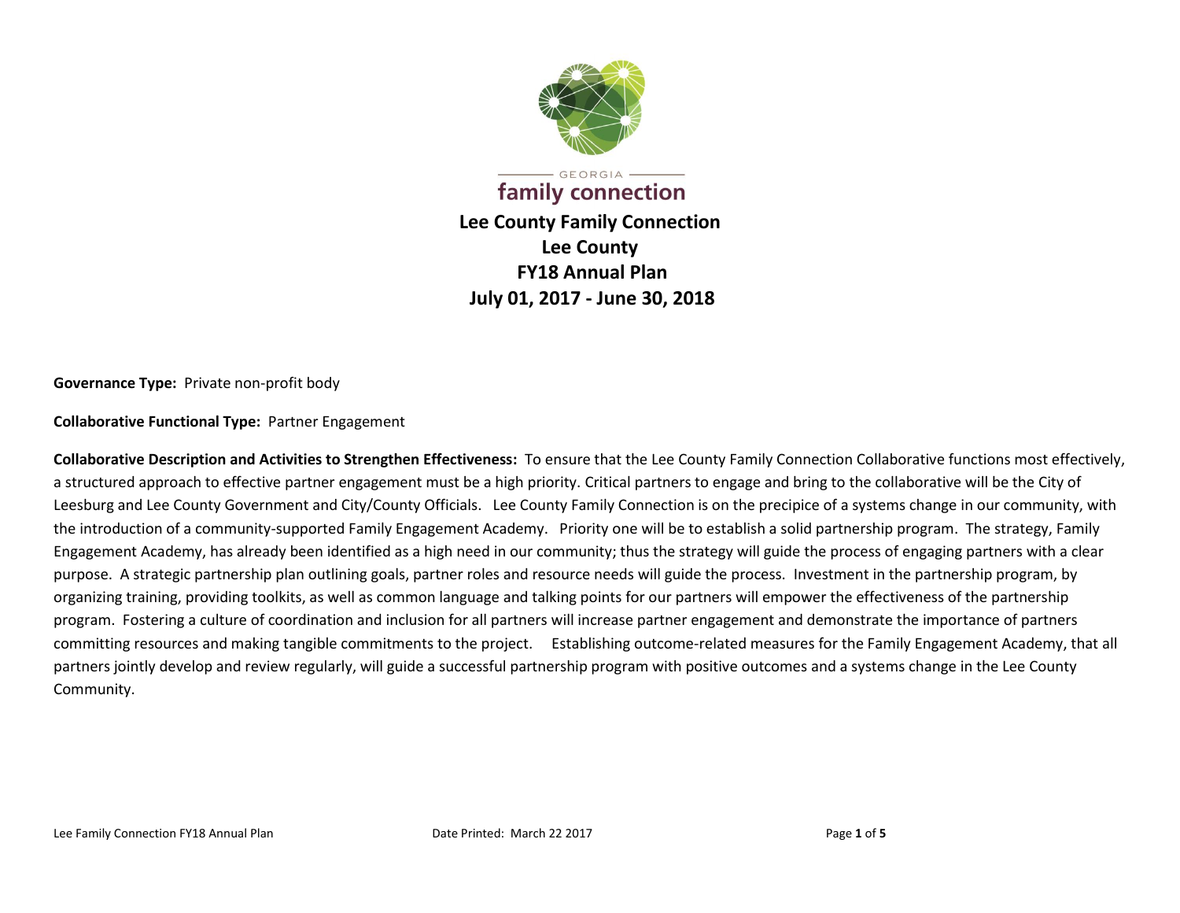GEORGIA

family connection

# Lee County Family Connection
# Lee County
# FY18 Annual Plan
# July 01, 2017 - June 30, 2018

**Governance Type:** Private non-profit body

**Collaborative Functional Type:** Partner Engagement

**Collaborative Description and Activities to Strengthen Effectiveness:** To ensure that the Lee County Family Connection Collaborative functions most effectively, a structured approach to effective partner engagement must be a high priority. Critical partners to engage and bring to the collaborative will be the City of Leesburg and Lee County Government and City/County Officials. Lee County Family Connection is on the precipice of a systems change in our community, with the introduction of a community-supported Family Engagement Academy. Priority one will be to establish a solid partnership program. The strategy, Family Engagement Academy, has already been identified as a high need in our community; thus the strategy will guide the process of engaging partners with a clear purpose. A strategic partnership plan outlining goals, partner roles and resource needs will guide the process. Investment in the partnership program, by organizing training, providing toolkits, as well as common language and talking points for our partners will empower the effectiveness of the partnership program. Fostering a culture of coordination and inclusion for all partners will increase partner engagement and demonstrate the importance of partners committing resources and making tangible commitments to the project. Establishing outcome-related measures for the Family Engagement Academy, that all partners jointly develop and review regularly, will guide a successful partnership program with positive outcomes and a systems change in the Lee County Community.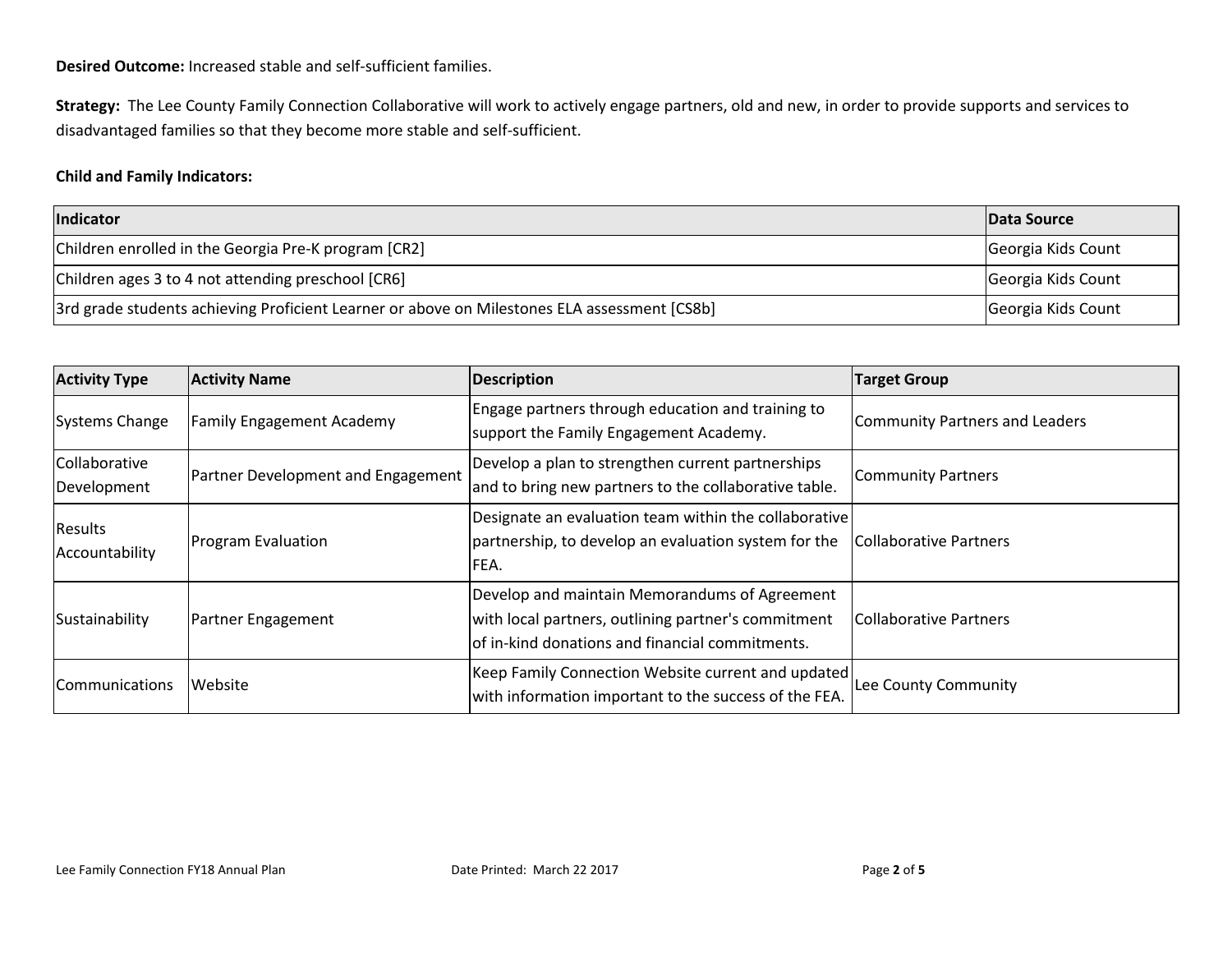**Desired Outcome:** Increased stable and self-sufficient families.

**Strategy:** The Lee County Family Connection Collaborative will work to actively engage partners, old and new, in order to provide supports and services to disadvantaged families so that they become more stable and self-sufficient.

**Child and Family Indicators:**

| Indicator | Data Source |
|---|---|
| Children enrolled in the Georgia Pre-K program [CR2] | Georgia Kids Count |
| Children ages 3 to 4 not attending preschool [CR6] | Georgia Kids Count |
| 3rd grade students achieving Proficient Learner or above on Milestones ELA assessment [CS8b] | Georgia Kids Count |

| Activity Type | Activity Name | Description | Target Group |
|---|---|---|---|
| Systems Change | Family Engagement Academy | Engage partners through education and training to support the Family Engagement Academy. | Community Partners and Leaders |
| Collaborative Development | Partner Development and Engagement | Develop a plan to strengthen current partnerships and to bring new partners to the collaborative table. | Community Partners |
| Results Accountability | Program Evaluation | Designate an evaluation team within the collaborative partnership, to develop an evaluation system for the FEA. | Collaborative Partners |
| Sustainability | Partner Engagement | Develop and maintain Memorandums of Agreement with local partners, outlining partner's commitment of in-kind donations and financial commitments. | Collaborative Partners |
| Communications | Website | Keep Family Connection Website current and updated with information important to the success of the FEA. | Lee County Community |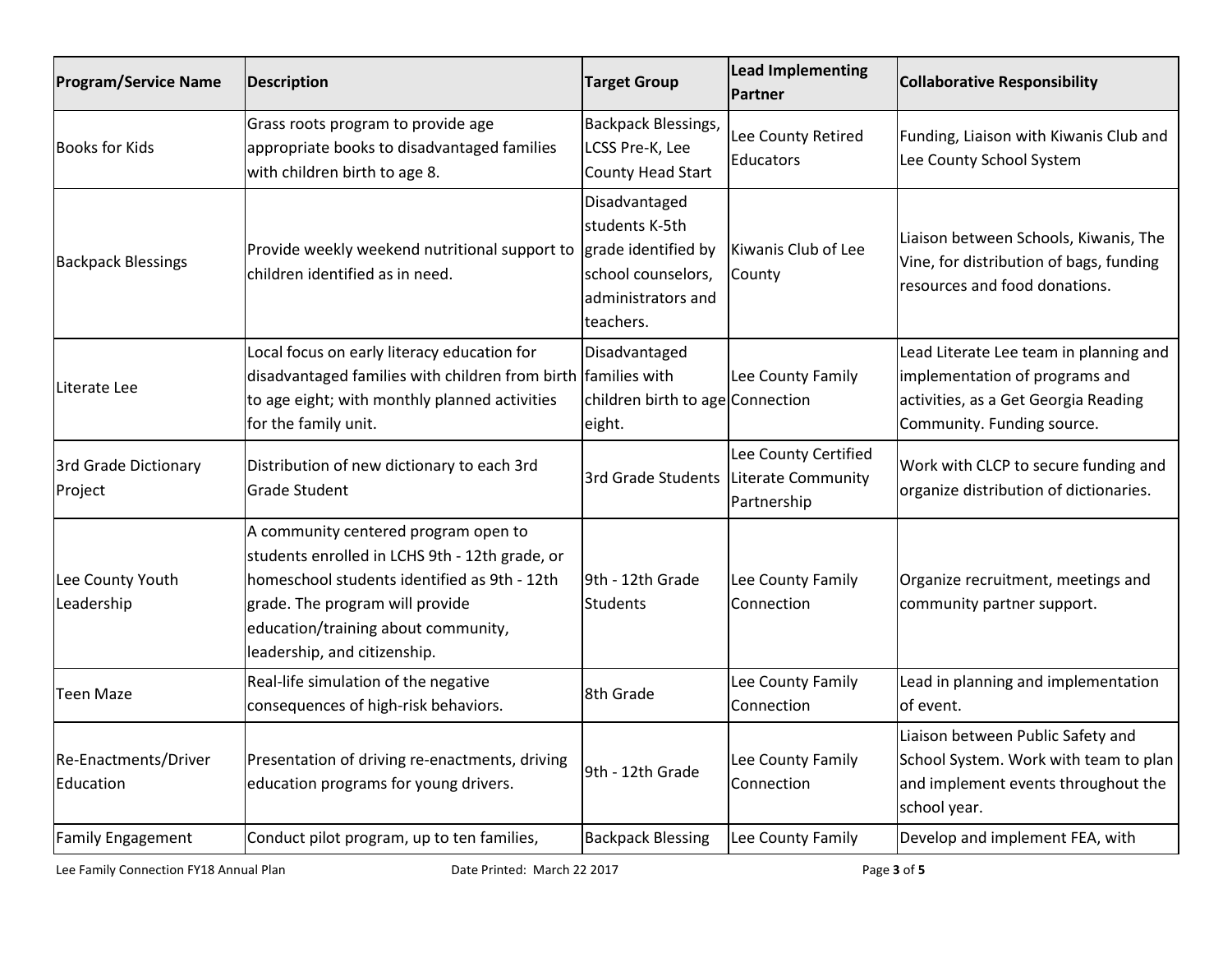| Program/Service Name | Description | Target Group | Lead Implementing Partner | Collaborative Responsibility |
|---|---|---|---|---|
| Books for Kids | Grass roots program to provide age appropriate books to disadvantaged families with children birth to age 8. | Backpack Blessings, LCSS Pre-K, Lee County Head Start | Lee County Retired Educators | Funding, Liaison with Kiwanis Club and Lee County School System |
| Backpack Blessings | Provide weekly weekend nutritional support to children identified as in need. | Disadvantaged students K-5th grade identified by school counselors, administrators and teachers. | Kiwanis Club of Lee County | Liaison between Schools, Kiwanis, The Vine, for distribution of bags, funding resources and food donations. |
| Literate Lee | Local focus on early literacy education for disadvantaged families with children from birth to age eight; with monthly planned activities for the family unit. | Disadvantaged families with children birth to age eight. | Lee County Family Connection | Lead Literate Lee team in planning and implementation of programs and activities, as a Get Georgia Reading Community. Funding source. |
| 3rd Grade Dictionary Project | Distribution of new dictionary to each 3rd Grade Student | 3rd Grade Students | Lee County Certified Literate Community Partnership | Work with CLCP to secure funding and organize distribution of dictionaries. |
| Lee County Youth Leadership | A community centered program open to students enrolled in LCHS 9th - 12th grade, or homeschool students identified as 9th - 12th grade. The program will provide education/training about community, leadership, and citizenship. | 9th - 12th Grade Students | Lee County Family Connection | Organize recruitment, meetings and community partner support. |
| Teen Maze | Real-life simulation of the negative consequences of high-risk behaviors. | 8th Grade | Lee County Family Connection | Lead in planning and implementation of event. |
| Re-Enactments/Driver Education | Presentation of driving re-enactments, driving education programs for young drivers. | 9th - 12th Grade | Lee County Family Connection | Liaison between Public Safety and School System. Work with team to plan and implement events throughout the school year. |
| Family Engagement | Conduct pilot program, up to ten families, | Backpack Blessing | Lee County Family | Develop and implement FEA, with |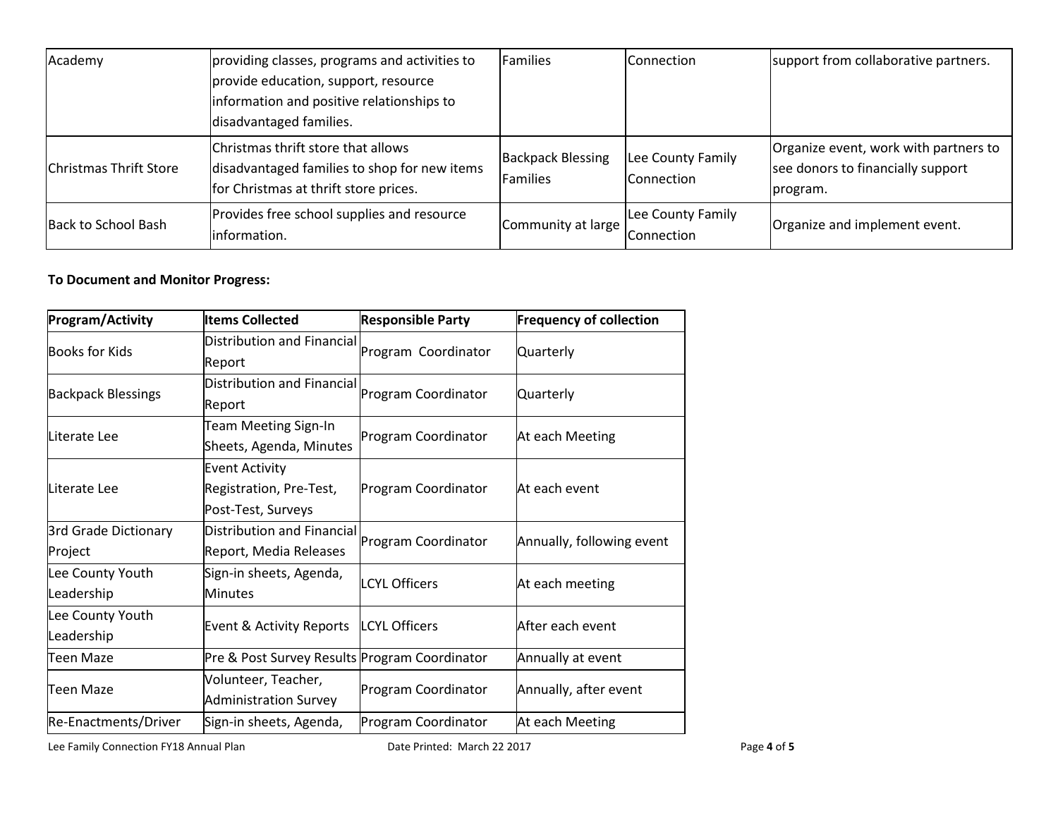| | | | | |
|---|---|---|---|---|
| Academy | providing classes, programs and activities to provide education, support, resource information and positive relationships to disadvantaged families. | Families | Connection | support from collaborative partners. |
| Christmas Thrift Store | Christmas thrift store that allows disadvantaged families to shop for new items for Christmas at thrift store prices. | Backpack Blessing Families | Lee County Family Connection | Organize event, work with partners to see donors to financially support program. |
| Back to School Bash | Provides free school supplies and resource information. | Community at large | Lee County Family Connection | Organize and implement event. |

**To Document and Monitor Progress:**

| Program/Activity | Items Collected | Responsible Party | Frequency of collection |
|---|---|---|---|
| Books for Kids | Distribution and Financial Report | Program Coordinator | Quarterly |
| Backpack Blessings | Distribution and Financial Report | Program Coordinator | Quarterly |
| Literate Lee | Team Meeting Sign-In Sheets, Agenda, Minutes | Program Coordinator | At each Meeting |
| Literate Lee | Event Activity Registration, Pre-Test, Post-Test, Surveys | Program Coordinator | At each event |
| 3rd Grade Dictionary Project | Distribution and Financial Report, Media Releases | Program Coordinator | Annually, following event |
| Lee County Youth Leadership | Sign-in sheets, Agenda, Minutes | LCYL Officers | At each meeting |
| Lee County Youth Leadership | Event & Activity Reports | LCYL Officers | After each event |
| Teen Maze | Pre & Post Survey Results | Program Coordinator | Annually at event |
| Teen Maze | Volunteer, Teacher, Administration Survey | Program Coordinator | Annually, after event |
| Re-Enactments/Driver | Sign-in sheets, Agenda, | Program Coordinator | At each Meeting |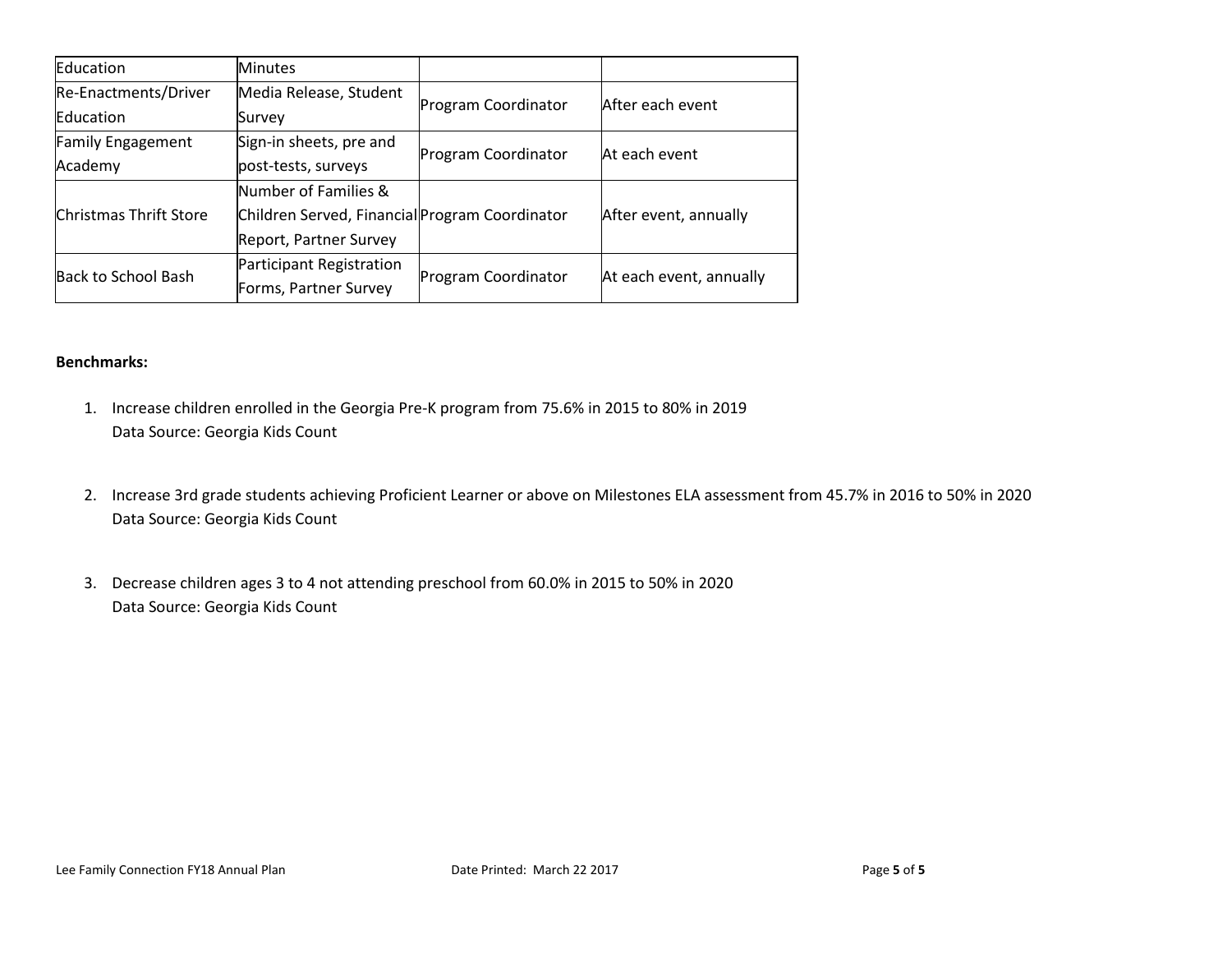| | | | |
|---|---|---|---|
| Education | Minutes | | |
| Re-Enactments/Driver Education | Media Release, Student Survey | Program Coordinator | After each event |
| Family Engagement Academy | Sign-in sheets, pre and post-tests, surveys | Program Coordinator | At each event |
| Christmas Thrift Store | Number of Families & Children Served, Financial Report, Partner Survey | Program Coordinator | After event, annually |
| Back to School Bash | Participant Registration Forms, Partner Survey | Program Coordinator | At each event, annually |

**Benchmarks:**

1. Increase children enrolled in the Georgia Pre-K program from 75.6% in 2015 to 80% in 2019
   Data Source: Georgia Kids Count

2. Increase 3rd grade students achieving Proficient Learner or above on Milestones ELA assessment from 45.7% in 2016 to 50% in 2020
   Data Source: Georgia Kids Count

3. Decrease children ages 3 to 4 not attending preschool from 60.0% in 2015 to 50% in 2020
   Data Source: Georgia Kids Count